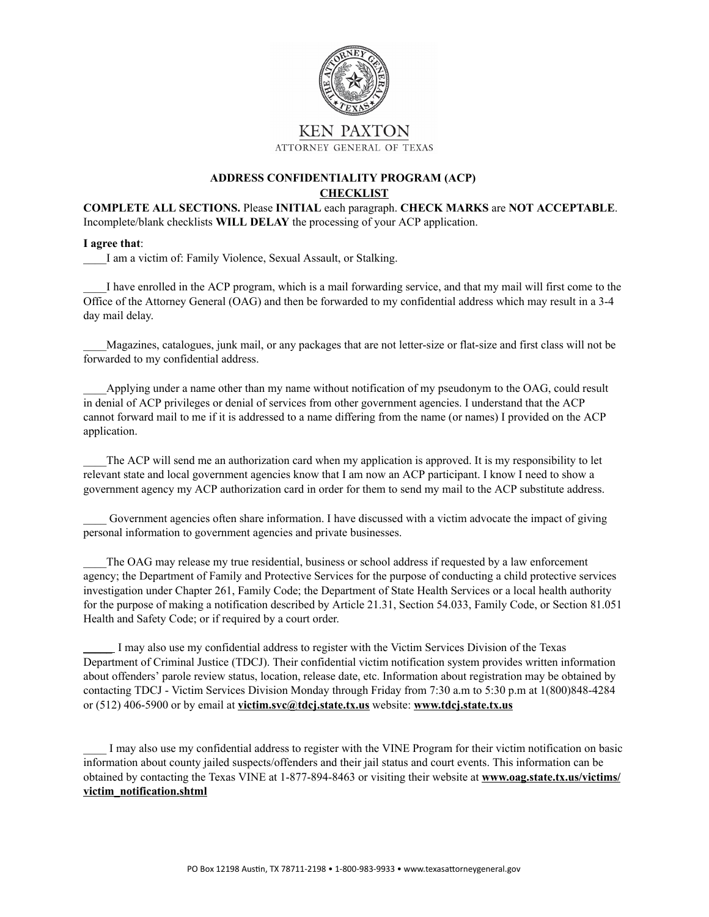KEN PAXTON

ATTORNEY GENERAL OF TEXAS

**ADDRESS CONFIDENTIALITY PROGRAM (ACP)**

**CHECKLIST**

**COMPLETE ALL SECTIONS.** Please **INITIAL** each paragraph. **CHECK MARKS** are **NOT ACCEPTABLE**. Incomplete/blank checklists **WILL DELAY** the processing of your ACP application.

**I agree that**:

____I am a victim of: Family Violence, Sexual Assault, or Stalking.

____I have enrolled in the ACP program, which is a mail forwarding service, and that my mail will first come to the Office of the Attorney General (OAG) and then be forwarded to my confidential address which may result in a 3-4 day mail delay.

____Magazines, catalogues, junk mail, or any packages that are not letter-size or flat-size and first class will not be forwarded to my confidential address.

____Applying under a name other than my name without notification of my pseudonym to the OAG, could result in denial of ACP privileges or denial of services from other government agencies. I understand that the ACP cannot forward mail to me if it is addressed to a name differing from the name (or names) I provided on the ACP application.

____The ACP will send me an authorization card when my application is approved. It is my responsibility to let relevant state and local government agencies know that I am now an ACP participant. I know I need to show a government agency my ACP authorization card in order for them to send my mail to the ACP substitute address.

____ Government agencies often share information. I have discussed with a victim advocate the impact of giving personal information to government agencies and private businesses.

____The OAG may release my true residential, business or school address if requested by a law enforcement agency; the Department of Family and Protective Services for the purpose of conducting a child protective services investigation under Chapter 261, Family Code; the Department of State Health Services or a local health authority for the purpose of making a notification described by Article 21.31, Section 54.033, Family Code, or Section 81.051 Health and Safety Code; or if required by a court order.

_____ I may also use my confidential address to register with the Victim Services Division of the Texas Department of Criminal Justice (TDCJ). Their confidential victim notification system provides written information about offenders' parole review status, location, release date, etc. Information about registration may be obtained by contacting TDCJ - Victim Services Division Monday through Friday from 7:30 a.m to 5:30 p.m at 1(800)848-4284 or (512) 406-5900 or by email at **victim.svc@tdcj.state.tx.us** website: **www.tdcj.state.tx.us**

____ I may also use my confidential address to register with the VINE Program for their victim notification on basic information about county jailed suspects/offenders and their jail status and court events. This information can be obtained by contacting the Texas VINE at 1-877-894-8463 or visiting their website at **www.oag.state.tx.us/victims/victim_notification.shtml**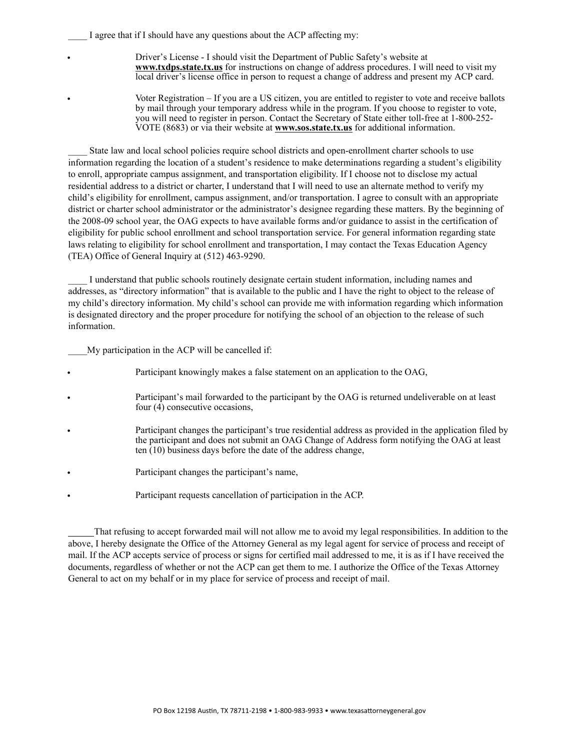____ I agree that if I should have any questions about the ACP affecting my:

- Driver's License - I should visit the Department of Public Safety's website at **www.txdps.state.tx.us** for instructions on change of address procedures. I will need to visit my local driver's license office in person to request a change of address and present my ACP card.
- Voter Registration – If you are a US citizen, you are entitled to register to vote and receive ballots by mail through your temporary address while in the program. If you choose to register to vote, you will need to register in person. Contact the Secretary of State either toll-free at 1-800-252-VOTE (8683) or via their website at **www.sos.state.tx.us** for additional information.

____ State law and local school policies require school districts and open-enrollment charter schools to use information regarding the location of a student's residence to make determinations regarding a student's eligibility to enroll, appropriate campus assignment, and transportation eligibility. If I choose not to disclose my actual residential address to a district or charter, I understand that I will need to use an alternate method to verify my child's eligibility for enrollment, campus assignment, and/or transportation. I agree to consult with an appropriate district or charter school administrator or the administrator's designee regarding these matters. By the beginning of the 2008-09 school year, the OAG expects to have available forms and/or guidance to assist in the certification of eligibility for public school enrollment and school transportation service. For general information regarding state laws relating to eligibility for school enrollment and transportation, I may contact the Texas Education Agency (TEA) Office of General Inquiry at (512) 463-9290.

____ I understand that public schools routinely designate certain student information, including names and addresses, as "directory information" that is available to the public and I have the right to object to the release of my child's directory information. My child's school can provide me with information regarding which information is designated directory and the proper procedure for notifying the school of an objection to the release of such information.

____My participation in the ACP will be cancelled if:

- Participant knowingly makes a false statement on an application to the OAG,
- Participant's mail forwarded to the participant by the OAG is returned undeliverable on at least four (4) consecutive occasions,
- Participant changes the participant's true residential address as provided in the application filed by the participant and does not submit an OAG Change of Address form notifying the OAG at least ten (10) business days before the date of the address change,
- Participant changes the participant's name,
- Participant requests cancellation of participation in the ACP.

______That refusing to accept forwarded mail will not allow me to avoid my legal responsibilities. In addition to the above, I hereby designate the Office of the Attorney General as my legal agent for service of process and receipt of mail. If the ACP accepts service of process or signs for certified mail addressed to me, it is as if I have received the documents, regardless of whether or not the ACP can get them to me. I authorize the Office of the Texas Attorney General to act on my behalf or in my place for service of process and receipt of mail.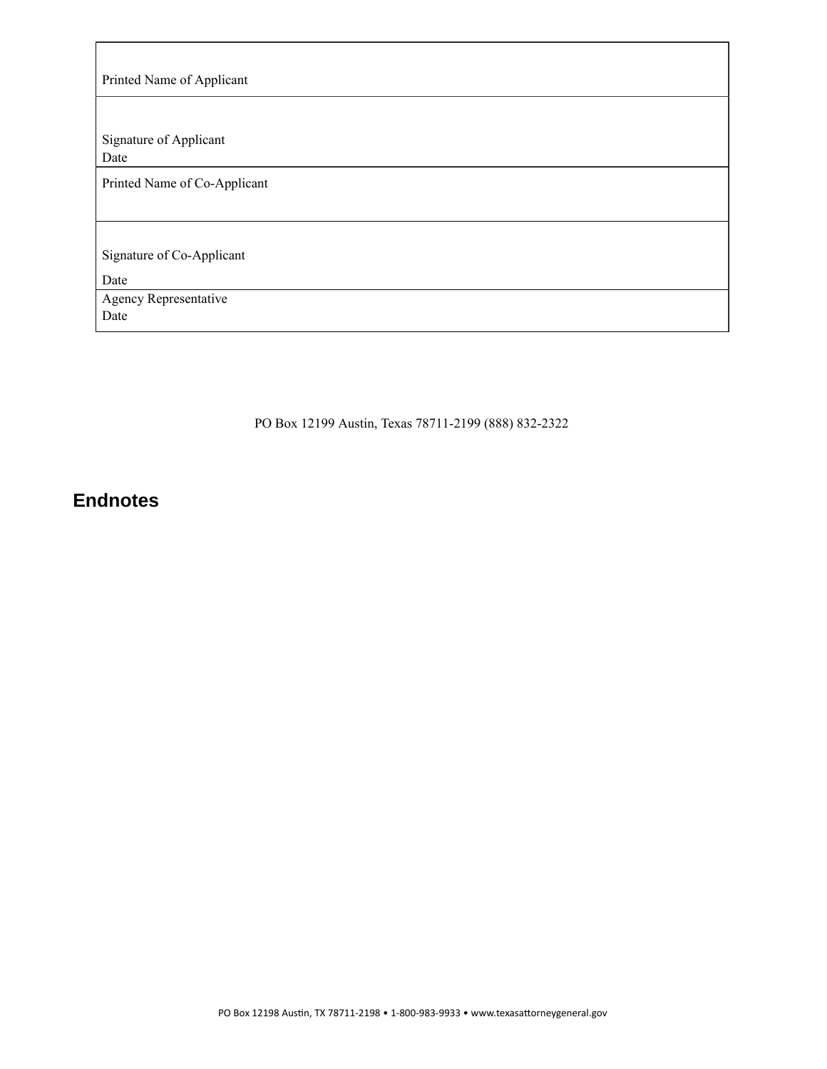| |
|---|
| Printed Name of Applicant |
| Signature of Applicant<br>Date |
| Printed Name of Co-Applicant |
| Signature of Co-Applicant<br>Date |
| Agency Representative<br>Date |

PO Box 12199 Austin, Texas 78711-2199 (888) 832-2322

## Endnotes

PO Box 12198 Austin, TX 78711-2198 • 1-800-983-9933 • www.texasattorneygeneral.gov